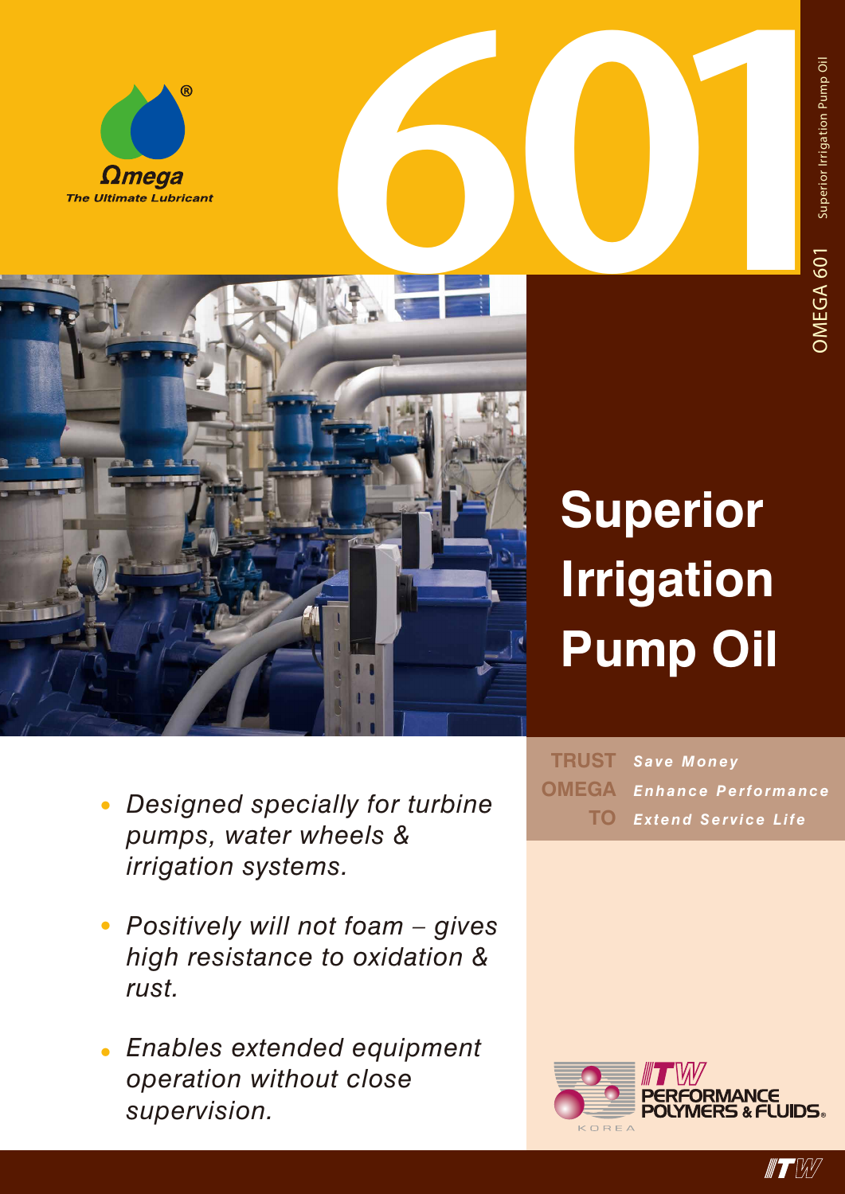Ωmega

The Ultimate Lubricant

# 601

OMEGA 601 Superior Irrigation Pump Oil

# Superior Irrigation Pump Oil

- *Designed specially for turbine pumps, water wheels & irrigation systems.*
- *Positively will not foam – gives high resistance to oxidation & rust.*
- *Enables extended equipment operation without close supervision.*

**TRUST OMEGA TO**

*Save Money*
*Enhance Performance*
*Extend Service Life*

ITW PERFORMANCE POLYMERS & FLUIDS
KOREA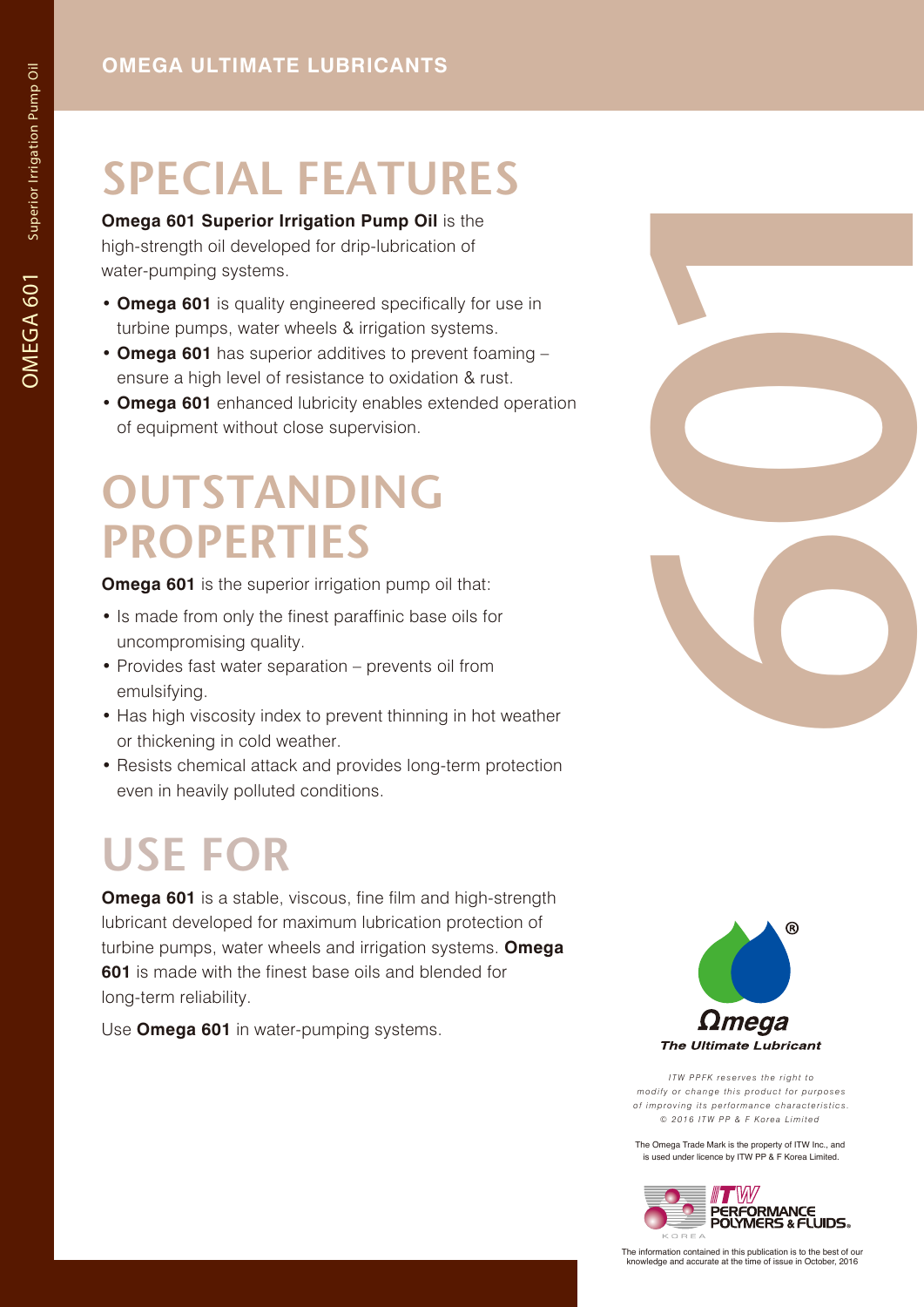OMEGA ULTIMATE LUBRICANTS

# SPECIAL FEATURES

**Omega 601 Superior Irrigation Pump Oil** is the high-strength oil developed for drip-lubrication of water-pumping systems.

- **Omega 601** is quality engineered specifically for use in turbine pumps, water wheels & irrigation systems.
- **Omega 601** has superior additives to prevent foaming – ensure a high level of resistance to oxidation & rust.
- **Omega 601** enhanced lubricity enables extended operation of equipment without close supervision.

# OUTSTANDING PROPERTIES

**Omega 601** is the superior irrigation pump oil that:

- Is made from only the finest paraffinic base oils for uncompromising quality.
- Provides fast water separation – prevents oil from emulsifying.
- Has high viscosity index to prevent thinning in hot weather or thickening in cold weather.
- Resists chemical attack and provides long-term protection even in heavily polluted conditions.

# USE FOR

**Omega 601** is a stable, viscous, fine film and high-strength lubricant developed for maximum lubrication protection of turbine pumps, water wheels and irrigation systems. **Omega 601** is made with the finest base oils and blended for long-term reliability.

Use **Omega 601** in water-pumping systems.

Ωmega®
*The Ultimate Lubricant*

*ITW PPFK reserves the right to modify or change this product for purposes of improving its performance characteristics. © 2016 ITW PP & F Korea Limited*

The Omega Trade Mark is the property of ITW Inc., and is used under licence by ITW PP & F Korea Limited.

ITW PERFORMANCE POLYMERS & FLUIDS. KOREA

The information contained in this publication is to the best of our knowledge and accurate at the time of issue in October, 2016